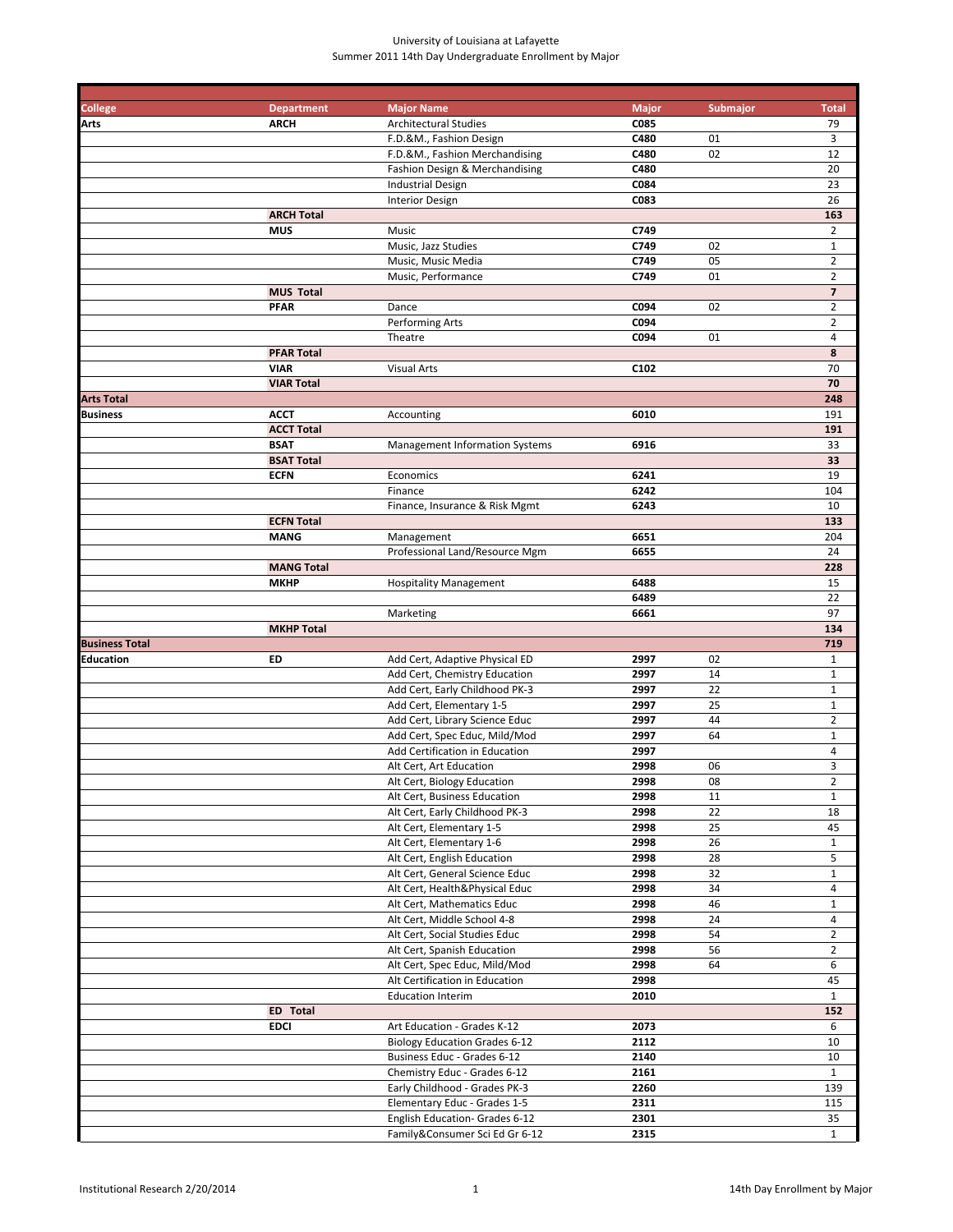University of Louisiana at Lafayette
Summer 2011 14th Day Undergraduate Enrollment by Major

| College | Department | Major Name | Major | Submajor | Total |
|---|---|---|---|---|---|
| **Arts** | **ARCH** | Architectural Studies | **C085** | | 79 |
| | | F.D.&M., Fashion Design | **C480** | 01 | 3 |
| | | F.D.&M., Fashion Merchandising | **C480** | 02 | 12 |
| | | Fashion Design & Merchandising | **C480** | | 20 |
| | | Industrial Design | **C084** | | 23 |
| | | Interior Design | **C083** | | 26 |
| | **ARCH Total** | | | | **163** |
| | **MUS** | Music | **C749** | | 2 |
| | | Music, Jazz Studies | **C749** | 02 | 1 |
| | | Music, Music Media | **C749** | 05 | 2 |
| | | Music, Performance | **C749** | 01 | 2 |
| | **MUS Total** | | | | **7** |
| | **PFAR** | Dance | **C094** | 02 | 2 |
| | | Performing Arts | **C094** | | 2 |
| | | Theatre | **C094** | 01 | 4 |
| | **PFAR Total** | | | | **8** |
| | **VIAR** | Visual Arts | **C102** | | 70 |
| | **VIAR Total** | | | | **70** |
| **Arts Total** | | | | | **248** |
| **Business** | **ACCT** | Accounting | **6010** | | 191 |
| | **ACCT Total** | | | | **191** |
| | **BSAT** | Management Information Systems | **6916** | | 33 |
| | **BSAT Total** | | | | **33** |
| | **ECFN** | Economics | **6241** | | 19 |
| | | Finance | **6242** | | 104 |
| | | Finance, Insurance & Risk Mgmt | **6243** | | 10 |
| | **ECFN Total** | | | | **133** |
| | **MANG** | Management | **6651** | | 204 |
| | | Professional Land/Resource Mgm | **6655** | | 24 |
| | **MANG Total** | | | | **228** |
| | **MKHP** | Hospitality Management | **6488** | | 15 |
| | | | **6489** | | 22 |
| | | Marketing | **6661** | | 97 |
| | **MKHP Total** | | | | **134** |
| **Business Total** | | | | | **719** |
| **Education** | **ED** | Add Cert, Adaptive Physical ED | **2997** | 02 | 1 |
| | | Add Cert, Chemistry Education | **2997** | 14 | 1 |
| | | Add Cert, Early Childhood PK-3 | **2997** | 22 | 1 |
| | | Add Cert, Elementary 1-5 | **2997** | 25 | 1 |
| | | Add Cert, Library Science Educ | **2997** | 44 | 2 |
| | | Add Cert, Spec Educ, Mild/Mod | **2997** | 64 | 1 |
| | | Add Certification in Education | **2997** | | 4 |
| | | Alt Cert, Art Education | **2998** | 06 | 3 |
| | | Alt Cert, Biology Education | **2998** | 08 | 2 |
| | | Alt Cert, Business Education | **2998** | 11 | 1 |
| | | Alt Cert, Early Childhood PK-3 | **2998** | 22 | 18 |
| | | Alt Cert, Elementary 1-5 | **2998** | 25 | 45 |
| | | Alt Cert, Elementary 1-6 | **2998** | 26 | 1 |
| | | Alt Cert, English Education | **2998** | 28 | 5 |
| | | Alt Cert, General Science Educ | **2998** | 32 | 1 |
| | | Alt Cert, Health&Physical Educ | **2998** | 34 | 4 |
| | | Alt Cert, Mathematics Educ | **2998** | 46 | 1 |
| | | Alt Cert, Middle School 4-8 | **2998** | 24 | 4 |
| | | Alt Cert, Social Studies Educ | **2998** | 54 | 2 |
| | | Alt Cert, Spanish Education | **2998** | 56 | 2 |
| | | Alt Cert, Spec Educ, Mild/Mod | **2998** | 64 | 6 |
| | | Alt Certification in Education | **2998** | | 45 |
| | | Education Interim | **2010** | | 1 |
| | **ED Total** | | | | **152** |
| | **EDCI** | Art Education - Grades K-12 | **2073** | | 6 |
| | | Biology Education Grades 6-12 | **2112** | | 10 |
| | | Business Educ - Grades 6-12 | **2140** | | 10 |
| | | Chemistry Educ - Grades 6-12 | **2161** | | 1 |
| | | Early Childhood - Grades PK-3 | **2260** | | 139 |
| | | Elementary Educ - Grades 1-5 | **2311** | | 115 |
| | | English Education- Grades 6-12 | **2301** | | 35 |
| | | Family&Consumer Sci Ed Gr 6-12 | **2315** | | 1 |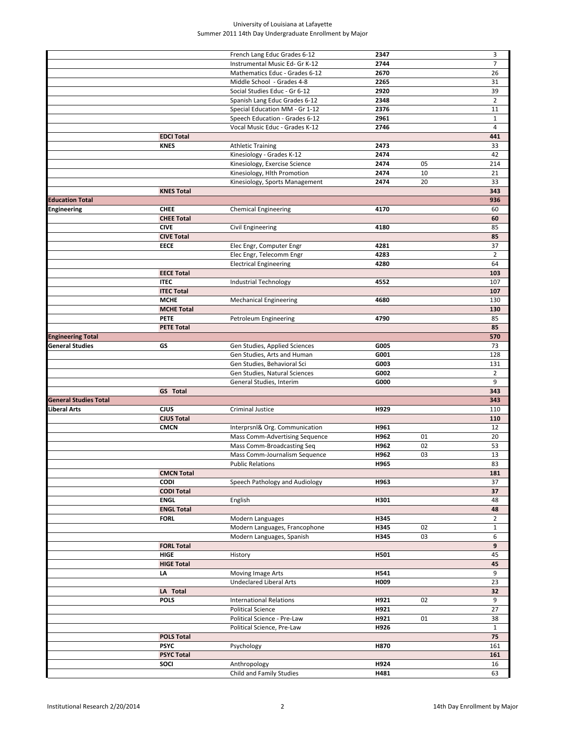| | | | | | |
|---|---|---|---|---|---|
| | | French Lang Educ Grades 6-12 | **2347** | | 3 |
| | | Instrumental Music Ed- Gr K-12 | **2744** | | 7 |
| | | Mathematics Educ - Grades 6-12 | **2670** | | 26 |
| | | Middle School - Grades 4-8 | **2265** | | 31 |
| | | Social Studies Educ - Gr 6-12 | **2920** | | 39 |
| | | Spanish Lang Educ Grades 6-12 | **2348** | | 2 |
| | | Special Education MM - Gr 1-12 | **2376** | | 11 |
| | | Speech Education - Grades 6-12 | **2961** | | 1 |
| | | Vocal Music Educ - Grades K-12 | **2746** | | 4 |
| | **EDCI Total** | | | | **441** |
| | **KNES** | Athletic Training | **2473** | | 33 |
| | | Kinesiology - Grades K-12 | **2474** | | 42 |
| | | Kinesiology, Exercise Science | **2474** | 05 | 214 |
| | | Kinesiology, Hlth Promotion | **2474** | 10 | 21 |
| | | Kinesiology, Sports Management | **2474** | 20 | 33 |
| | **KNES Total** | | | | **343** |
| **Education Total** | | | | | **936** |
| **Engineering** | **CHEE** | Chemical Engineering | **4170** | | 60 |
| | **CHEE Total** | | | | **60** |
| | **CIVE** | Civil Engineering | **4180** | | 85 |
| | **CIVE Total** | | | | **85** |
| | **EECE** | Elec Engr, Computer Engr | **4281** | | 37 |
| | | Elec Engr, Telecomm Engr | **4283** | | 2 |
| | | Electrical Engineering | **4280** | | 64 |
| | **EECE Total** | | | | **103** |
| | **ITEC** | Industrial Technology | **4552** | | 107 |
| | **ITEC Total** | | | | **107** |
| | **MCHE** | Mechanical Engineering | **4680** | | 130 |
| | **MCHE Total** | | | | **130** |
| | **PETE** | Petroleum Engineering | **4790** | | 85 |
| | **PETE Total** | | | | **85** |
| **Engineering Total** | | | | | **570** |
| **General Studies** | **GS** | Gen Studies, Applied Sciences | **G005** | | 73 |
| | | Gen Studies, Arts and Human | **G001** | | 128 |
| | | Gen Studies, Behavioral Sci | **G003** | | 131 |
| | | Gen Studies, Natural Sciences | **G002** | | 2 |
| | | General Studies, Interim | **G000** | | 9 |
| | **GS Total** | | | | **343** |
| **General Studies Total** | | | | | **343** |
| **Liberal Arts** | **CJUS** | Criminal Justice | **H929** | | 110 |
| | **CJUS Total** | | | | **110** |
| | **CMCN** | Interprsnl& Org. Communication | **H961** | | 12 |
| | | Mass Comm-Advertising Sequence | **H962** | 01 | 20 |
| | | Mass Comm-Broadcasting Seq | **H962** | 02 | 53 |
| | | Mass Comm-Journalism Sequence | **H962** | 03 | 13 |
| | | Public Relations | **H965** | | 83 |
| | **CMCN Total** | | | | **181** |
| | **CODI** | Speech Pathology and Audiology | **H963** | | 37 |
| | **CODI Total** | | | | **37** |
| | **ENGL** | English | **H301** | | 48 |
| | **ENGL Total** | | | | **48** |
| | **FORL** | Modern Languages | **H345** | | 2 |
| | | Modern Languages, Francophone | **H345** | 02 | 1 |
| | | Modern Languages, Spanish | **H345** | 03 | 6 |
| | **FORL Total** | | | | **9** |
| | **HIGE** | History | **H501** | | 45 |
| | **HIGE Total** | | | | **45** |
| | **LA** | Moving Image Arts | **H541** | | 9 |
| | | Undeclared Liberal Arts | **H009** | | 23 |
| | **LA Total** | | | | **32** |
| | **POLS** | International Relations | **H921** | 02 | 9 |
| | | Political Science | **H921** | | 27 |
| | | Political Science - Pre-Law | **H921** | 01 | 38 |
| | | Political Science, Pre-Law | **H926** | | 1 |
| | **POLS Total** | | | | **75** |
| | **PSYC** | Psychology | **H870** | | 161 |
| | **PSYC Total** | | | | **161** |
| | **SOCI** | Anthropology | **H924** | | 16 |
| | | Child and Family Studies | **H481** | | 63 |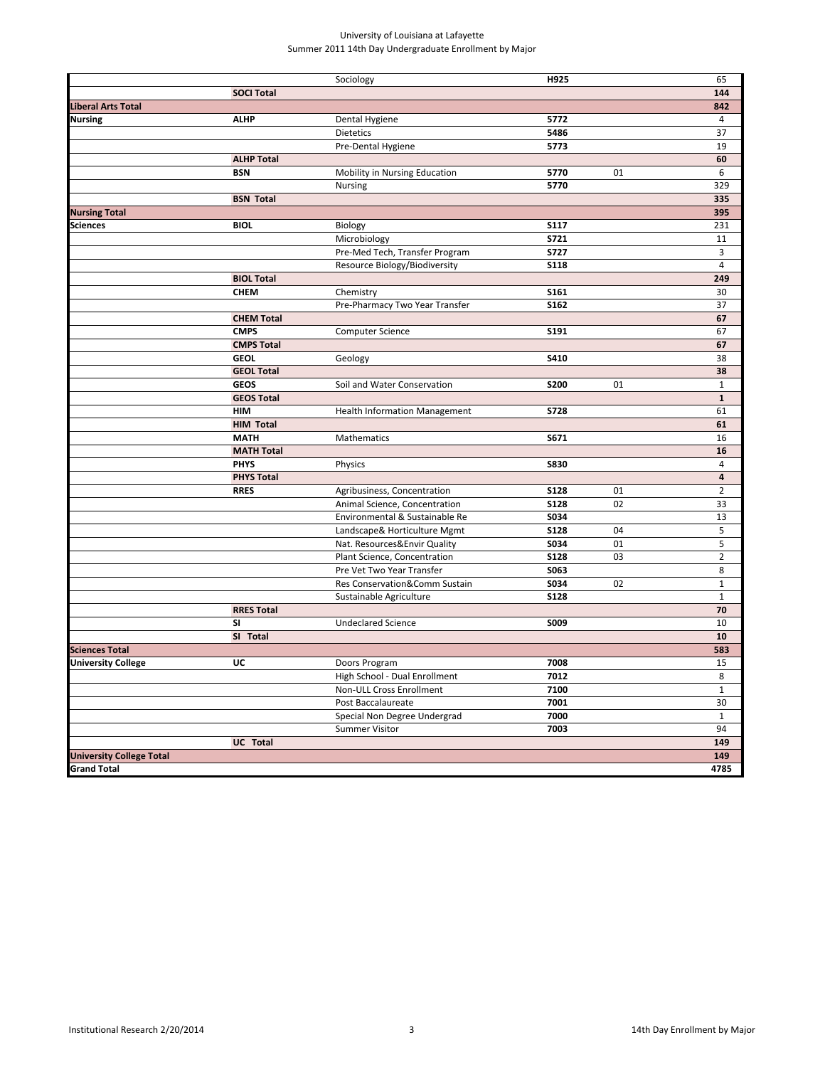University of Louisiana at Lafayette
Summer 2011 14th Day Undergraduate Enrollment by Major

| | | | | | |
|---|---|---|---|---|---|
| | | Sociology | **H925** | | 65 |
| | **SOCI Total** | | | | **144** |
| **Liberal Arts Total** | | | | | **842** |
| **Nursing** | **ALHP** | Dental Hygiene | **5772** | | 4 |
| | | Dietetics | **5486** | | 37 |
| | | Pre-Dental Hygiene | **5773** | | 19 |
| | **ALHP Total** | | | | **60** |
| | **BSN** | Mobility in Nursing Education | **5770** | 01 | 6 |
| | | Nursing | **5770** | | 329 |
| | **BSN Total** | | | | **335** |
| **Nursing Total** | | | | | **395** |
| **Sciences** | **BIOL** | Biology | **S117** | | 231 |
| | | Microbiology | **S721** | | 11 |
| | | Pre-Med Tech, Transfer Program | **S727** | | 3 |
| | | Resource Biology/Biodiversity | **S118** | | 4 |
| | **BIOL Total** | | | | **249** |
| | **CHEM** | Chemistry | **S161** | | 30 |
| | | Pre-Pharmacy Two Year Transfer | **S162** | | 37 |
| | **CHEM Total** | | | | **67** |
| | **CMPS** | Computer Science | **S191** | | 67 |
| | **CMPS Total** | | | | **67** |
| | **GEOL** | Geology | **S410** | | 38 |
| | **GEOL Total** | | | | **38** |
| | **GEOS** | Soil and Water Conservation | **S200** | 01 | 1 |
| | **GEOS Total** | | | | **1** |
| | **HIM** | Health Information Management | **S728** | | 61 |
| | **HIM Total** | | | | **61** |
| | **MATH** | Mathematics | **S671** | | 16 |
| | **MATH Total** | | | | **16** |
| | **PHYS** | Physics | **S830** | | 4 |
| | **PHYS Total** | | | | **4** |
| | **RRES** | Agribusiness, Concentration | **S128** | 01 | 2 |
| | | Animal Science, Concentration | **S128** | 02 | 33 |
| | | Environmental & Sustainable Re | **S034** | | 13 |
| | | Landscape& Horticulture Mgmt | **S128** | 04 | 5 |
| | | Nat. Resources&Envir Quality | **S034** | 01 | 5 |
| | | Plant Science, Concentration | **S128** | 03 | 2 |
| | | Pre Vet Two Year Transfer | **S063** | | 8 |
| | | Res Conservation&Comm Sustain | **S034** | 02 | 1 |
| | | Sustainable Agriculture | **S128** | | 1 |
| | **RRES Total** | | | | **70** |
| | **SI** | Undeclared Science | **S009** | | 10 |
| | **SI Total** | | | | **10** |
| **Sciences Total** | | | | | **583** |
| **University College** | **UC** | Doors Program | **7008** | | 15 |
| | | High School - Dual Enrollment | **7012** | | 8 |
| | | Non-ULL Cross Enrollment | **7100** | | 1 |
| | | Post Baccalaureate | **7001** | | 30 |
| | | Special Non Degree Undergrad | **7000** | | 1 |
| | | Summer Visitor | **7003** | | 94 |
| | **UC Total** | | | | **149** |
| **University College Total** | | | | | **149** |
| **Grand Total** | | | | | **4785** |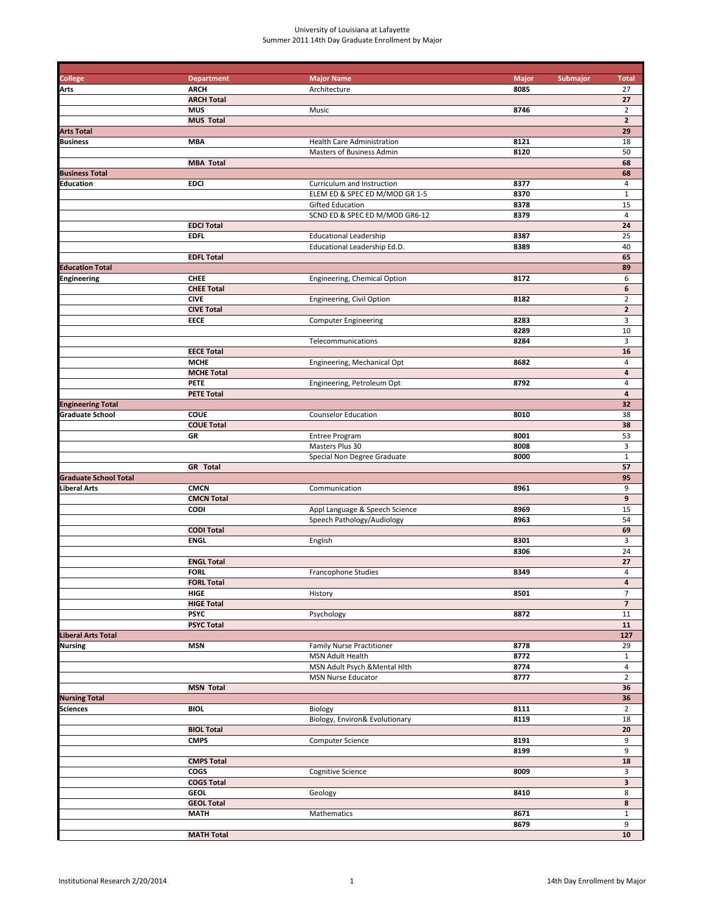University of Louisiana at Lafayette
Summer 2011 14th Day Graduate Enrollment by Major

| College | Department | Major Name | Major | Submajor | Total |
|---|---|---|---|---|---|
| Arts | ARCH | Architecture | 8085 | | 27 |
| | ARCH Total | | | | 27 |
| | MUS | Music | 8746 | | 2 |
| | MUS Total | | | | 2 |
| Arts Total | | | | | 29 |
| Business | MBA | Health Care Administration | 8121 | | 18 |
| | | Masters of Business Admin | 8120 | | 50 |
| | MBA Total | | | | 68 |
| Business Total | | | | | 68 |
| Education | EDCI | Curriculum and Instruction | 8377 | | 4 |
| | | ELEM ED & SPEC ED M/MOD GR 1-5 | 8370 | | 1 |
| | | Gifted Education | 8378 | | 15 |
| | | SCND ED & SPEC ED M/MOD GR6-12 | 8379 | | 4 |
| | EDCI Total | | | | 24 |
| | EDFL | Educational Leadership | 8387 | | 25 |
| | | Educational Leadership Ed.D. | 8389 | | 40 |
| | EDFL Total | | | | 65 |
| Education Total | | | | | 89 |
| Engineering | CHEE | Engineering, Chemical Option | 8172 | | 6 |
| | CHEE Total | | | | 6 |
| | CIVE | Engineering, Civil Option | 8182 | | 2 |
| | CIVE Total | | | | 2 |
| | EECE | Computer Engineering | 8283 | | 3 |
| | | | 8289 | | 10 |
| | | Telecommunications | 8284 | | 3 |
| | EECE Total | | | | 16 |
| | MCHE | Engineering, Mechanical Opt | 8682 | | 4 |
| | MCHE Total | | | | 4 |
| | PETE | Engineering, Petroleum Opt | 8792 | | 4 |
| | PETE Total | | | | 4 |
| Engineering Total | | | | | 32 |
| Graduate School | COUE | Counselor Education | 8010 | | 38 |
| | COUE Total | | | | 38 |
| | GR | Entree Program | 8001 | | 53 |
| | | Masters Plus 30 | 8008 | | 3 |
| | | Special Non Degree Graduate | 8000 | | 1 |
| | GR Total | | | | 57 |
| Graduate School Total | | | | | 95 |
| Liberal Arts | CMCN | Communication | 8961 | | 9 |
| | CMCN Total | | | | 9 |
| | CODI | Appl Language & Speech Science | 8969 | | 15 |
| | | Speech Pathology/Audiology | 8963 | | 54 |
| | CODI Total | | | | 69 |
| | ENGL | English | 8301 | | 3 |
| | | | 8306 | | 24 |
| | ENGL Total | | | | 27 |
| | FORL | Francophone Studies | 8349 | | 4 |
| | FORL Total | | | | 4 |
| | HIGE | History | 8501 | | 7 |
| | HIGE Total | | | | 7 |
| | PSYC | Psychology | 8872 | | 11 |
| | PSYC Total | | | | 11 |
| Liberal Arts Total | | | | | 127 |
| Nursing | MSN | Family Nurse Practitioner | 8778 | | 29 |
| | | MSN Adult Health | 8772 | | 1 |
| | | MSN Adult Psych &Mental Hlth | 8774 | | 4 |
| | | MSN Nurse Educator | 8777 | | 2 |
| | MSN Total | | | | 36 |
| Nursing Total | | | | | 36 |
| Sciences | BIOL | Biology | 8111 | | 2 |
| | | Biology, Environ& Evolutionary | 8119 | | 18 |
| | BIOL Total | | | | 20 |
| | CMPS | Computer Science | 8191 | | 9 |
| | | | 8199 | | 9 |
| | CMPS Total | | | | 18 |
| | COGS | Cognitive Science | 8009 | | 3 |
| | COGS Total | | | | 3 |
| | GEOL | Geology | 8410 | | 8 |
| | GEOL Total | | | | 8 |
| | MATH | Mathematics | 8671 | | 1 |
| | | | 8679 | | 9 |
| | MATH Total | | | | 10 |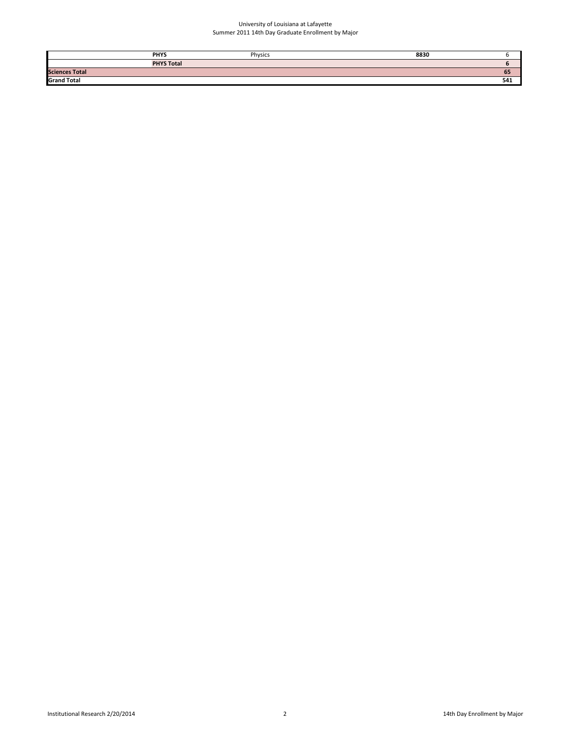| | | | | |
|---|---|---|---|---|
| | **PHYS** | Physics | **8830** | 6 |
| | **PHYS Total** | | | **6** |
| **Sciences Total** | | | | **65** |
| **Grand Total** | | | | **541** |